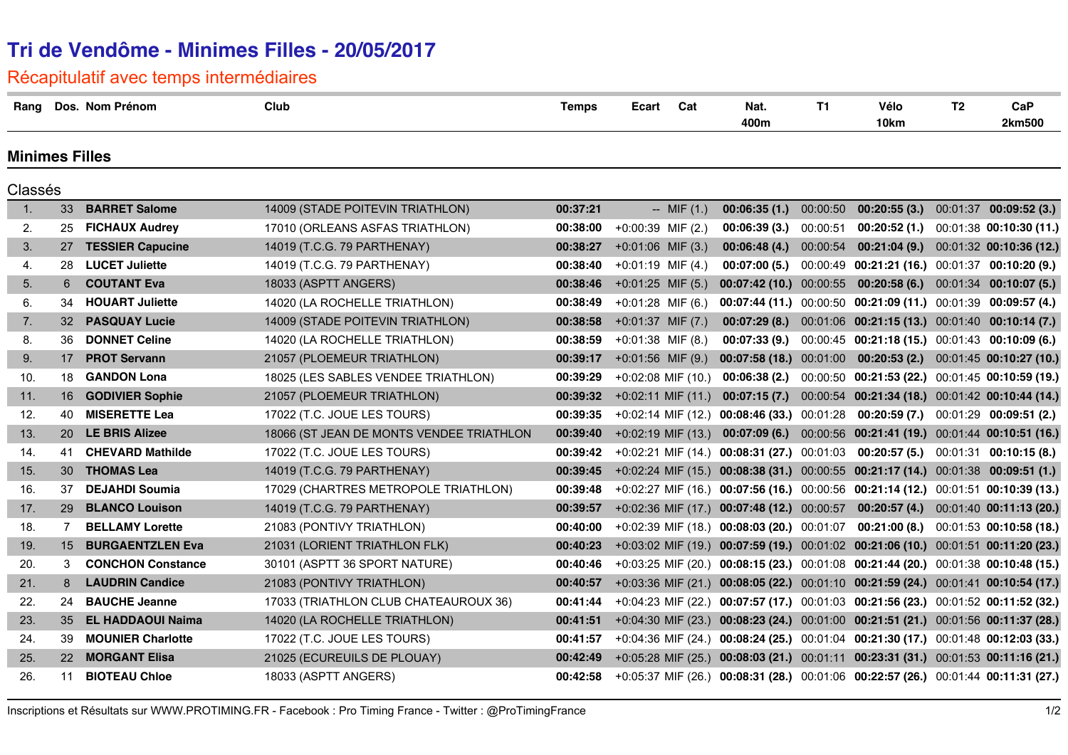# Tri de Vendôme - Minimes Filles - 20/05/2017

## Récapitulatif avec temps intermédiaires

### Minimes Filles

Classés

| Rang | Dos. | Nom Prénom | Club | Temps | Ecart | Cat | Nat. 400m | T1 | Vélo 10km | T2 | CaP 2km500 |
|---|---|---|---|---|---|---|---|---|---|---|---|
| 1. | 33 | **BARRET Salome** | 14009 (STADE POITEVIN TRIATHLON) | **00:37:21** | -- | MIF (1.) | **00:06:35 (1.)** | 00:00:50 | **00:20:55 (3.)** | 00:01:37 | **00:09:52 (3.)** |
| 2. | 25 | **FICHAUX Audrey** | 17010 (ORLEANS ASFAS TRIATHLON) | **00:38:00** | +00:00:39 | MIF (2.) | **00:06:39 (3.)** | 00:00:51 | **00:20:52 (1.)** | 00:01:38 | **00:10:30 (11.)** |
| 3. | 27 | **TESSIER Capucine** | 14019 (T.C.G. 79 PARTHENAY) | **00:38:27** | +00:01:06 | MIF (3.) | **00:06:48 (4.)** | 00:00:54 | **00:21:04 (9.)** | 00:01:32 | **00:10:36 (12.)** |
| 4. | 28 | **LUCET Juliette** | 14019 (T.C.G. 79 PARTHENAY) | **00:38:40** | +00:01:19 | MIF (4.) | **00:07:00 (5.)** | 00:00:49 | **00:21:21 (16.)** | 00:01:37 | **00:10:20 (9.)** |
| 5. | 6 | **COUTANT Eva** | 18033 (ASPTT ANGERS) | **00:38:46** | +00:01:25 | MIF (5.) | **00:07:42 (10.)** | 00:00:55 | **00:20:58 (6.)** | 00:01:34 | **00:10:07 (5.)** |
| 6. | 34 | **HOUART Juliette** | 14020 (LA ROCHELLE TRIATHLON) | **00:38:49** | +00:01:28 | MIF (6.) | **00:07:44 (11.)** | 00:00:50 | **00:21:09 (11.)** | 00:01:39 | **00:09:57 (4.)** |
| 7. | 32 | **PASQUAY Lucie** | 14009 (STADE POITEVIN TRIATHLON) | **00:38:58** | +00:01:37 | MIF (7.) | **00:07:29 (8.)** | 00:01:06 | **00:21:15 (13.)** | 00:01:40 | **00:10:14 (7.)** |
| 8. | 36 | **DONNET Celine** | 14020 (LA ROCHELLE TRIATHLON) | **00:38:59** | +00:01:38 | MIF (8.) | **00:07:33 (9.)** | 00:00:45 | **00:21:18 (15.)** | 00:01:43 | **00:10:09 (6.)** |
| 9. | 17 | **PROT Servann** | 21057 (PLOEMEUR TRIATHLON) | **00:39:17** | +00:01:56 | MIF (9.) | **00:07:58 (18.)** | 00:01:00 | **00:20:53 (2.)** | 00:01:45 | **00:10:27 (10.)** |
| 10. | 18 | **GANDON Lona** | 18025 (LES SABLES VENDEE TRIATHLON) | **00:39:29** | +00:02:08 | MIF (10.) | **00:06:38 (2.)** | 00:00:50 | **00:21:53 (22.)** | 00:01:45 | **00:10:59 (19.)** |
| 11. | 16 | **GODIVIER Sophie** | 21057 (PLOEMEUR TRIATHLON) | **00:39:32** | +00:02:11 | MIF (11.) | **00:07:15 (7.)** | 00:00:54 | **00:21:34 (18.)** | 00:01:42 | **00:10:44 (14.)** |
| 12. | 40 | **MISERETTE Lea** | 17022 (T.C. JOUE LES TOURS) | **00:39:35** | +00:02:14 | MIF (12.) | **00:08:46 (33.)** | 00:01:28 | **00:20:59 (7.)** | 00:01:29 | **00:09:51 (2.)** |
| 13. | 20 | **LE BRIS Alizee** | 18066 (ST JEAN DE MONTS VENDEE TRIATHLON | **00:39:40** | +00:02:19 | MIF (13.) | **00:07:09 (6.)** | 00:00:56 | **00:21:41 (19.)** | 00:01:44 | **00:10:51 (16.)** |
| 14. | 41 | **CHEVARD Mathilde** | 17022 (T.C. JOUE LES TOURS) | **00:39:42** | +00:02:21 | MIF (14.) | **00:08:31 (27.)** | 00:01:03 | **00:20:57 (5.)** | 00:01:31 | **00:10:15 (8.)** |
| 15. | 30 | **THOMAS Lea** | 14019 (T.C.G. 79 PARTHENAY) | **00:39:45** | +00:02:24 | MIF (15.) | **00:08:38 (31.)** | 00:00:55 | **00:21:17 (14.)** | 00:01:38 | **00:09:51 (1.)** |
| 16. | 37 | **DEJAHDI Soumia** | 17029 (CHARTRES METROPOLE TRIATHLON) | **00:39:48** | +00:02:27 | MIF (16.) | **00:07:56 (16.)** | 00:00:56 | **00:21:14 (12.)** | 00:01:51 | **00:10:39 (13.)** |
| 17. | 29 | **BLANCO Louison** | 14019 (T.C.G. 79 PARTHENAY) | **00:39:57** | +00:02:36 | MIF (17.) | **00:07:48 (12.)** | 00:00:57 | **00:20:57 (4.)** | 00:01:40 | **00:11:13 (20.)** |
| 18. | 7 | **BELLAMY Lorette** | 21083 (PONTIVY TRIATHLON) | **00:40:00** | +00:02:39 | MIF (18.) | **00:08:03 (20.)** | 00:01:07 | **00:21:00 (8.)** | 00:01:53 | **00:10:58 (18.)** |
| 19. | 15 | **BURGAENTZLEN Eva** | 21031 (LORIENT TRIATHLON FLK) | **00:40:23** | +00:03:02 | MIF (19.) | **00:07:59 (19.)** | 00:01:02 | **00:21:06 (10.)** | 00:01:51 | **00:11:20 (23.)** |
| 20. | 3 | **CONCHON Constance** | 30101 (ASPTT 36 SPORT NATURE) | **00:40:46** | +00:03:25 | MIF (20.) | **00:08:15 (23.)** | 00:01:08 | **00:21:44 (20.)** | 00:01:38 | **00:10:48 (15.)** |
| 21. | 8 | **LAUDRIN Candice** | 21083 (PONTIVY TRIATHLON) | **00:40:57** | +00:03:36 | MIF (21.) | **00:08:05 (22.)** | 00:01:10 | **00:21:59 (24.)** | 00:01:41 | **00:10:54 (17.)** |
| 22. | 24 | **BAUCHE Jeanne** | 17033 (TRIATHLON CLUB CHATEAUROUX 36) | **00:41:44** | +00:04:23 | MIF (22.) | **00:07:57 (17.)** | 00:01:03 | **00:21:56 (23.)** | 00:01:52 | **00:11:52 (32.)** |
| 23. | 35 | **EL HADDAOUI Naima** | 14020 (LA ROCHELLE TRIATHLON) | **00:41:51** | +00:04:30 | MIF (23.) | **00:08:23 (24.)** | 00:01:00 | **00:21:51 (21.)** | 00:01:56 | **00:11:37 (28.)** |
| 24. | 39 | **MOUNIER Charlotte** | 17022 (T.C. JOUE LES TOURS) | **00:41:57** | +00:04:36 | MIF (24.) | **00:08:24 (25.)** | 00:01:04 | **00:21:30 (17.)** | 00:01:48 | **00:12:03 (33.)** |
| 25. | 22 | **MORGANT Elisa** | 21025 (ECUREUILS DE PLOUAY) | **00:42:49** | +00:05:28 | MIF (25.) | **00:08:03 (21.)** | 00:01:11 | **00:23:31 (31.)** | 00:01:53 | **00:11:16 (21.)** |
| 26. | 11 | **BIOTEAU Chloe** | 18033 (ASPTT ANGERS) | **00:42:58** | +00:05:37 | MIF (26.) | **00:08:31 (28.)** | 00:01:06 | **00:22:57 (26.)** | 00:01:44 | **00:11:31 (27.)** |

Inscriptions et Résultats sur WWW.PROTIMING.FR - Facebook : Pro Timing France - Twitter : @ProTimingFrance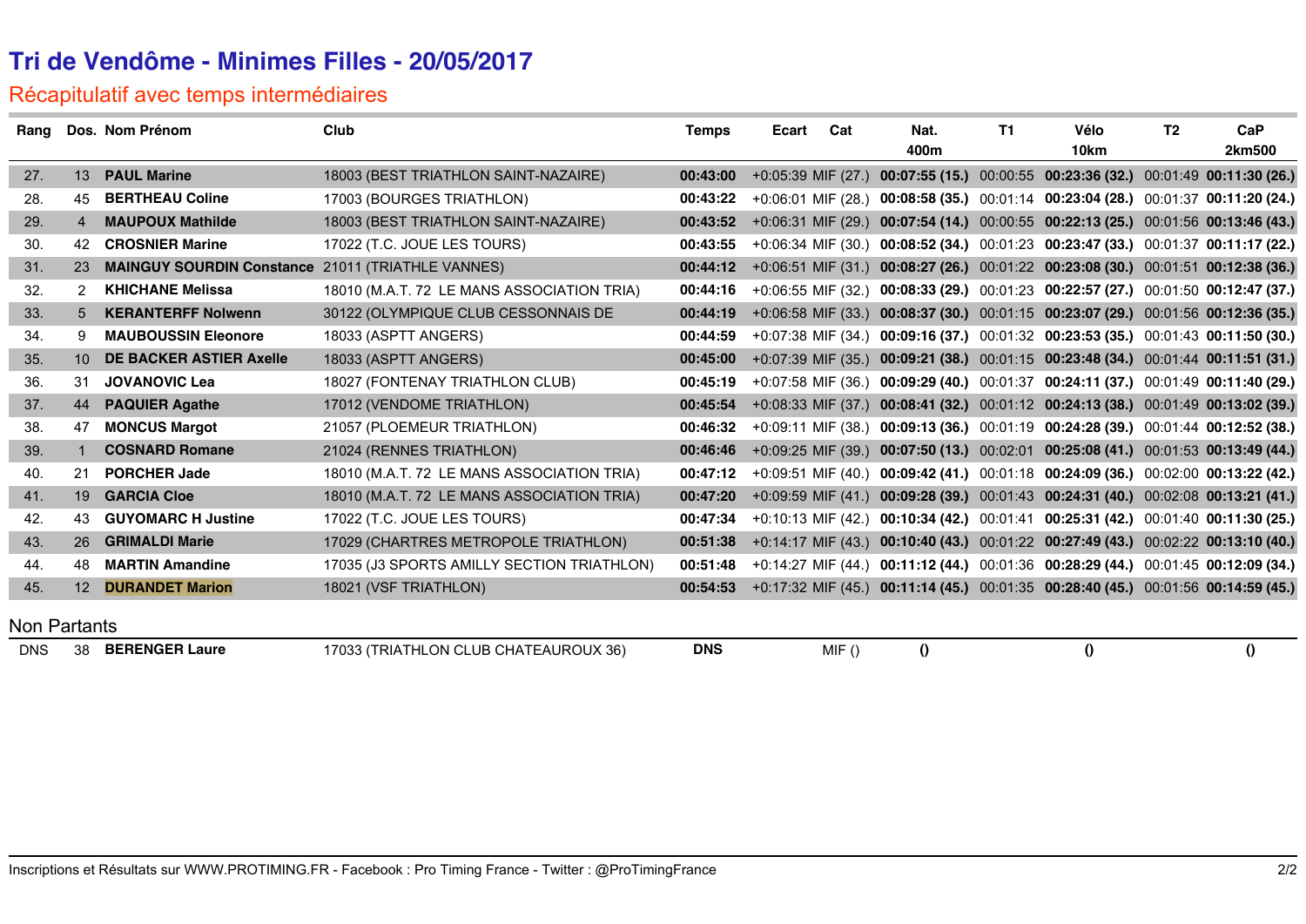# Tri de Vendôme - Minimes Filles - 20/05/2017

## Récapitulatif avec temps intermédiaires

| Rang | Dos. | Nom Prénom | Club | Temps | Ecart | Cat | Nat. 400m | T1 | Vélo 10km | T2 | CaP 2km500 |
|---|---|---|---|---|---|---|---|---|---|---|---|
| 27. | 13 | **PAUL Marine** | 18003 (BEST TRIATHLON SAINT-NAZAIRE) | **00:43:00** | +0:05:39 | MIF (27.) | **00:07:55 (15.)** | 00:00:55 | **00:23:36 (32.)** | 00:01:49 | **00:11:30 (26.)** |
| 28. | 45 | **BERTHEAU Coline** | 17003 (BOURGES TRIATHLON) | **00:43:22** | +0:06:01 | MIF (28.) | **00:08:58 (35.)** | 00:01:14 | **00:23:04 (28.)** | 00:01:37 | **00:11:20 (24.)** |
| 29. | 4 | **MAUPOUX Mathilde** | 18003 (BEST TRIATHLON SAINT-NAZAIRE) | **00:43:52** | +0:06:31 | MIF (29.) | **00:07:54 (14.)** | 00:00:55 | **00:22:13 (25.)** | 00:01:56 | **00:13:46 (43.)** |
| 30. | 42 | **CROSNIER Marine** | 17022 (T.C. JOUE LES TOURS) | **00:43:55** | +0:06:34 | MIF (30.) | **00:08:52 (34.)** | 00:01:23 | **00:23:47 (33.)** | 00:01:37 | **00:11:17 (22.)** |
| 31. | 23 | **MAINGUY SOURDIN Constance** | 21011 (TRIATHLE VANNES) | **00:44:12** | +0:06:51 | MIF (31.) | **00:08:27 (26.)** | 00:01:22 | **00:23:08 (30.)** | 00:01:51 | **00:12:38 (36.)** |
| 32. | 2 | **KHICHANE Melissa** | 18010 (M.A.T. 72 LE MANS ASSOCIATION TRIA) | **00:44:16** | +0:06:55 | MIF (32.) | **00:08:33 (29.)** | 00:01:23 | **00:22:57 (27.)** | 00:01:50 | **00:12:47 (37.)** |
| 33. | 5 | **KERANTERFF Nolwenn** | 30122 (OLYMPIQUE CLUB CESSONNAIS DE | **00:44:19** | +0:06:58 | MIF (33.) | **00:08:37 (30.)** | 00:01:15 | **00:23:07 (29.)** | 00:01:56 | **00:12:36 (35.)** |
| 34. | 9 | **MAUBOUSSIN Eleonore** | 18033 (ASPTT ANGERS) | **00:44:59** | +0:07:38 | MIF (34.) | **00:09:16 (37.)** | 00:01:32 | **00:23:53 (35.)** | 00:01:43 | **00:11:50 (30.)** |
| 35. | 10 | **DE BACKER ASTIER Axelle** | 18033 (ASPTT ANGERS) | **00:45:00** | +0:07:39 | MIF (35.) | **00:09:21 (38.)** | 00:01:15 | **00:23:48 (34.)** | 00:01:44 | **00:11:51 (31.)** |
| 36. | 31 | **JOVANOVIC Lea** | 18027 (FONTENAY TRIATHLON CLUB) | **00:45:19** | +0:07:58 | MIF (36.) | **00:09:29 (40.)** | 00:01:37 | **00:24:11 (37.)** | 00:01:49 | **00:11:40 (29.)** |
| 37. | 44 | **PAQUIER Agathe** | 17012 (VENDOME TRIATHLON) | **00:45:54** | +0:08:33 | MIF (37.) | **00:08:41 (32.)** | 00:01:12 | **00:24:13 (38.)** | 00:01:49 | **00:13:02 (39.)** |
| 38. | 47 | **MONCUS Margot** | 21057 (PLOEMEUR TRIATHLON) | **00:46:32** | +0:09:11 | MIF (38.) | **00:09:13 (36.)** | 00:01:19 | **00:24:28 (39.)** | 00:01:44 | **00:12:52 (38.)** |
| 39. | 1 | **COSNARD Romane** | 21024 (RENNES TRIATHLON) | **00:46:46** | +0:09:25 | MIF (39.) | **00:07:50 (13.)** | 00:02:01 | **00:25:08 (41.)** | 00:01:53 | **00:13:49 (44.)** |
| 40. | 21 | **PORCHER Jade** | 18010 (M.A.T. 72 LE MANS ASSOCIATION TRIA) | **00:47:12** | +0:09:51 | MIF (40.) | **00:09:42 (41.)** | 00:01:18 | **00:24:09 (36.)** | 00:02:00 | **00:13:22 (42.)** |
| 41. | 19 | **GARCIA Cloe** | 18010 (M.A.T. 72 LE MANS ASSOCIATION TRIA) | **00:47:20** | +0:09:59 | MIF (41.) | **00:09:28 (39.)** | 00:01:43 | **00:24:31 (40.)** | 00:02:08 | **00:13:21 (41.)** |
| 42. | 43 | **GUYOMARC H Justine** | 17022 (T.C. JOUE LES TOURS) | **00:47:34** | +0:10:13 | MIF (42.) | **00:10:34 (42.)** | 00:01:41 | **00:25:31 (42.)** | 00:01:40 | **00:11:30 (25.)** |
| 43. | 26 | **GRIMALDI Marie** | 17029 (CHARTRES METROPOLE TRIATHLON) | **00:51:38** | +0:14:17 | MIF (43.) | **00:10:40 (43.)** | 00:01:22 | **00:27:49 (43.)** | 00:02:22 | **00:13:10 (40.)** |
| 44. | 48 | **MARTIN Amandine** | 17035 (J3 SPORTS AMILLY SECTION TRIATHLON) | **00:51:48** | +0:14:27 | MIF (44.) | **00:11:12 (44.)** | 00:01:36 | **00:28:29 (44.)** | 00:01:45 | **00:12:09 (34.)** |
| 45. | 12 | **DURANDET Marion** | 18021 (VSF TRIATHLON) | **00:54:53** | +0:17:32 | MIF (45.) | **00:11:14 (45.)** | 00:01:35 | **00:28:40 (45.)** | 00:01:56 | **00:14:59 (45.)** |

Non Partants

| Rang | Dos. | Nom Prénom | Club | Temps | Ecart | Cat | Nat. 400m | T1 | Vélo 10km | T2 | CaP 2km500 |
|---|---|---|---|---|---|---|---|---|---|---|---|
| DNS | 38 | **BERENGER Laure** | 17033 (TRIATHLON CLUB CHATEAUROUX 36) | **DNS** | | MIF () | **()** | | **()** | | **()** |

Inscriptions et Résultats sur WWW.PROTIMING.FR - Facebook : Pro Timing France - Twitter : @ProTimingFrance